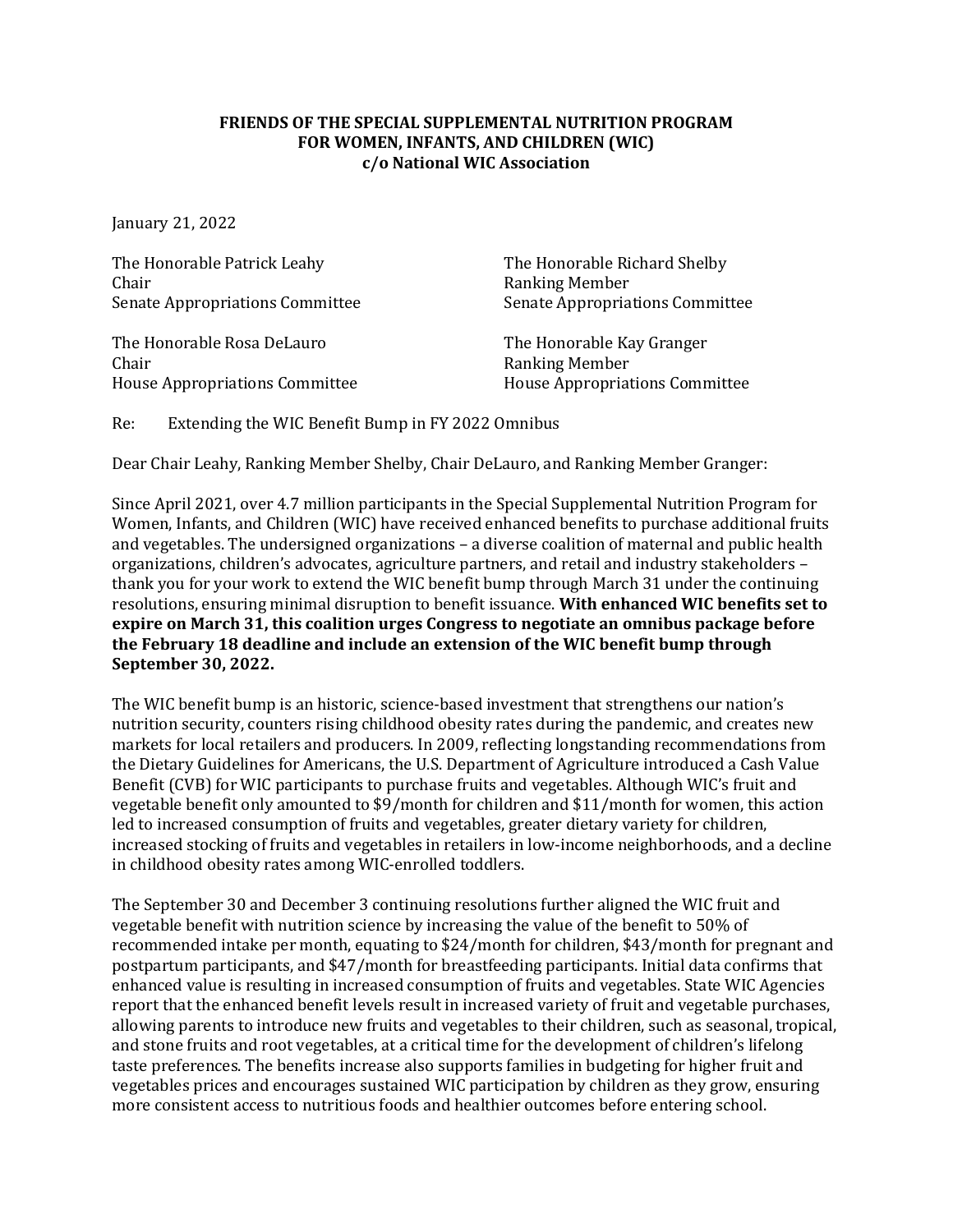**FRIENDS OF THE SPECIAL SUPPLEMENTAL NUTRITION PROGRAM FOR WOMEN, INFANTS, AND CHILDREN (WIC)**
**c/o National WIC Association**

January 21, 2022

The Honorable Patrick Leahy
Chair
Senate Appropriations Committee

The Honorable Richard Shelby
Ranking Member
Senate Appropriations Committee

The Honorable Rosa DeLauro
Chair
House Appropriations Committee

The Honorable Kay Granger
Ranking Member
House Appropriations Committee

Re: Extending the WIC Benefit Bump in FY 2022 Omnibus

Dear Chair Leahy, Ranking Member Shelby, Chair DeLauro, and Ranking Member Granger:

Since April 2021, over 4.7 million participants in the Special Supplemental Nutrition Program for Women, Infants, and Children (WIC) have received enhanced benefits to purchase additional fruits and vegetables. The undersigned organizations – a diverse coalition of maternal and public health organizations, children's advocates, agriculture partners, and retail and industry stakeholders – thank you for your work to extend the WIC benefit bump through March 31 under the continuing resolutions, ensuring minimal disruption to benefit issuance. **With enhanced WIC benefits set to expire on March 31, this coalition urges Congress to negotiate an omnibus package before the February 18 deadline and include an extension of the WIC benefit bump through September 30, 2022.**

The WIC benefit bump is an historic, science-based investment that strengthens our nation's nutrition security, counters rising childhood obesity rates during the pandemic, and creates new markets for local retailers and producers. In 2009, reflecting longstanding recommendations from the Dietary Guidelines for Americans, the U.S. Department of Agriculture introduced a Cash Value Benefit (CVB) for WIC participants to purchase fruits and vegetables. Although WIC's fruit and vegetable benefit only amounted to $9/month for children and $11/month for women, this action led to increased consumption of fruits and vegetables, greater dietary variety for children, increased stocking of fruits and vegetables in retailers in low-income neighborhoods, and a decline in childhood obesity rates among WIC-enrolled toddlers.

The September 30 and December 3 continuing resolutions further aligned the WIC fruit and vegetable benefit with nutrition science by increasing the value of the benefit to 50% of recommended intake per month, equating to $24/month for children, $43/month for pregnant and postpartum participants, and $47/month for breastfeeding participants. Initial data confirms that enhanced value is resulting in increased consumption of fruits and vegetables. State WIC Agencies report that the enhanced benefit levels result in increased variety of fruit and vegetable purchases, allowing parents to introduce new fruits and vegetables to their children, such as seasonal, tropical, and stone fruits and root vegetables, at a critical time for the development of children's lifelong taste preferences. The benefits increase also supports families in budgeting for higher fruit and vegetables prices and encourages sustained WIC participation by children as they grow, ensuring more consistent access to nutritious foods and healthier outcomes before entering school.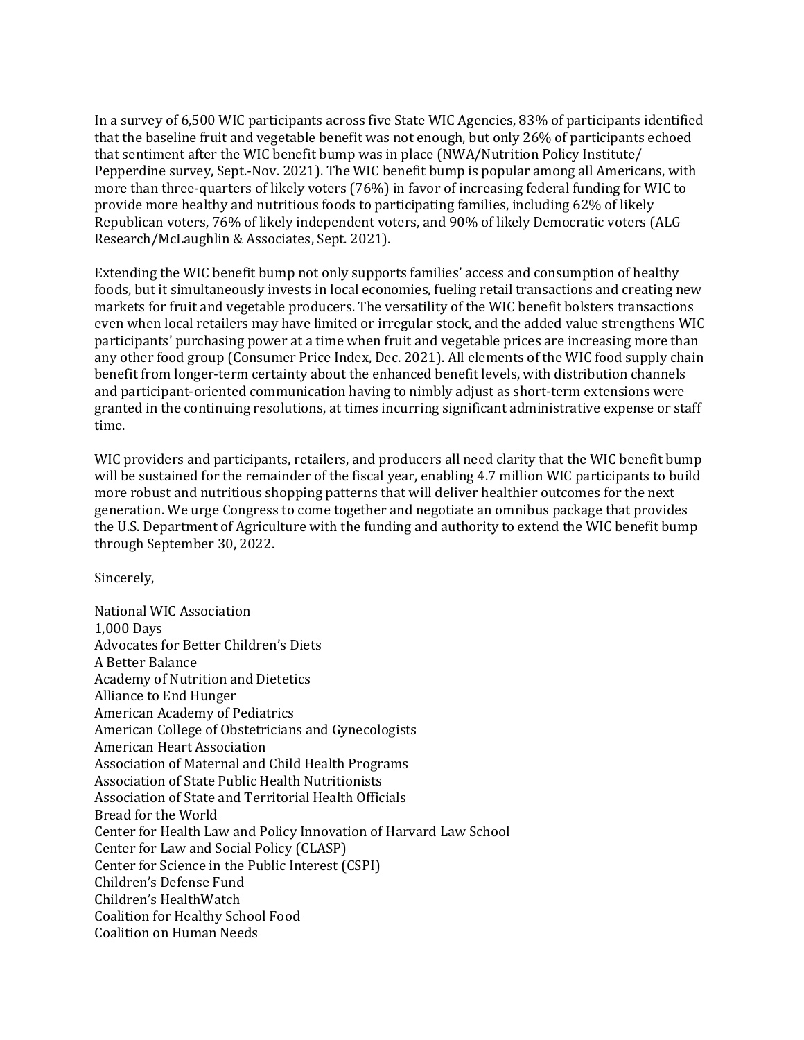In a survey of 6,500 WIC participants across five State WIC Agencies, 83% of participants identified that the baseline fruit and vegetable benefit was not enough, but only 26% of participants echoed that sentiment after the WIC benefit bump was in place (NWA/Nutrition Policy Institute/ Pepperdine survey, Sept.-Nov. 2021). The WIC benefit bump is popular among all Americans, with more than three-quarters of likely voters (76%) in favor of increasing federal funding for WIC to provide more healthy and nutritious foods to participating families, including 62% of likely Republican voters, 76% of likely independent voters, and 90% of likely Democratic voters (ALG Research/McLaughlin & Associates, Sept. 2021).

Extending the WIC benefit bump not only supports families' access and consumption of healthy foods, but it simultaneously invests in local economies, fueling retail transactions and creating new markets for fruit and vegetable producers. The versatility of the WIC benefit bolsters transactions even when local retailers may have limited or irregular stock, and the added value strengthens WIC participants' purchasing power at a time when fruit and vegetable prices are increasing more than any other food group (Consumer Price Index, Dec. 2021). All elements of the WIC food supply chain benefit from longer-term certainty about the enhanced benefit levels, with distribution channels and participant-oriented communication having to nimbly adjust as short-term extensions were granted in the continuing resolutions, at times incurring significant administrative expense or staff time.

WIC providers and participants, retailers, and producers all need clarity that the WIC benefit bump will be sustained for the remainder of the fiscal year, enabling 4.7 million WIC participants to build more robust and nutritious shopping patterns that will deliver healthier outcomes for the next generation. We urge Congress to come together and negotiate an omnibus package that provides the U.S. Department of Agriculture with the funding and authority to extend the WIC benefit bump through September 30, 2022.

Sincerely,

National WIC Association
1,000 Days
Advocates for Better Children's Diets
A Better Balance
Academy of Nutrition and Dietetics
Alliance to End Hunger
American Academy of Pediatrics
American College of Obstetricians and Gynecologists
American Heart Association
Association of Maternal and Child Health Programs
Association of State Public Health Nutritionists
Association of State and Territorial Health Officials
Bread for the World
Center for Health Law and Policy Innovation of Harvard Law School
Center for Law and Social Policy (CLASP)
Center for Science in the Public Interest (CSPI)
Children's Defense Fund
Children's HealthWatch
Coalition for Healthy School Food
Coalition on Human Needs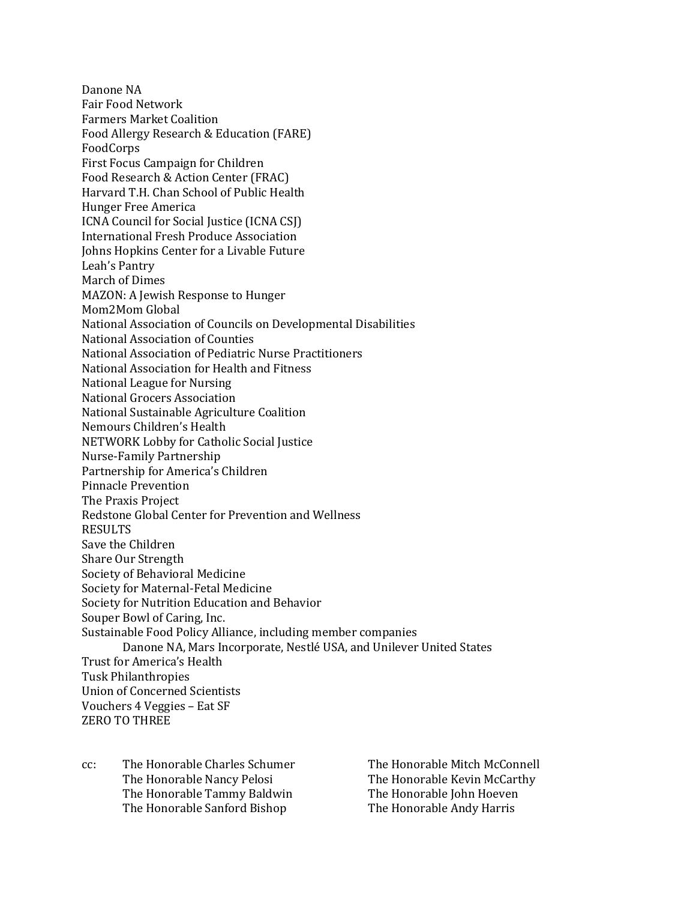Danone NA
Fair Food Network
Farmers Market Coalition
Food Allergy Research & Education (FARE)
FoodCorps
First Focus Campaign for Children
Food Research & Action Center (FRAC)
Harvard T.H. Chan School of Public Health
Hunger Free America
ICNA Council for Social Justice (ICNA CSJ)
International Fresh Produce Association
Johns Hopkins Center for a Livable Future
Leah's Pantry
March of Dimes
MAZON: A Jewish Response to Hunger
Mom2Mom Global
National Association of Councils on Developmental Disabilities
National Association of Counties
National Association of Pediatric Nurse Practitioners
National Association for Health and Fitness
National League for Nursing
National Grocers Association
National Sustainable Agriculture Coalition
Nemours Children's Health
NETWORK Lobby for Catholic Social Justice
Nurse-Family Partnership
Partnership for America's Children
Pinnacle Prevention
The Praxis Project
Redstone Global Center for Prevention and Wellness
RESULTS
Save the Children
Share Our Strength
Society of Behavioral Medicine
Society for Maternal-Fetal Medicine
Society for Nutrition Education and Behavior
Souper Bowl of Caring, Inc.
Sustainable Food Policy Alliance, including member companies
    Danone NA, Mars Incorporate, Nestlé USA, and Unilever United States
Trust for America's Health
Tusk Philanthropies
Union of Concerned Scientists
Vouchers 4 Veggies – Eat SF
ZERO TO THREE

cc: The Honorable Charles Schumer
The Honorable Nancy Pelosi
The Honorable Tammy Baldwin
The Honorable Sanford Bishop
The Honorable Mitch McConnell
The Honorable Kevin McCarthy
The Honorable John Hoeven
The Honorable Andy Harris